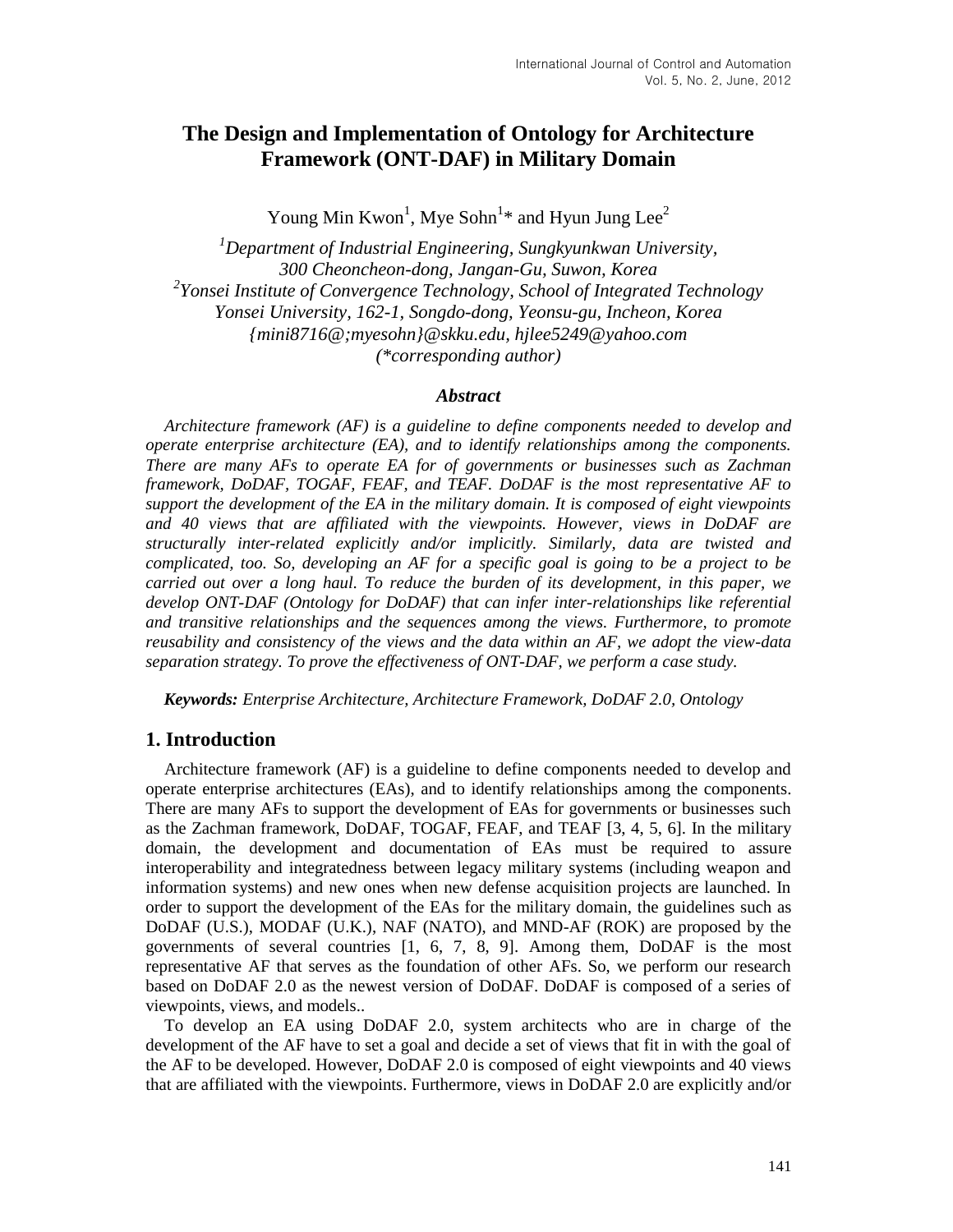# The Design and Implementation of Ontology for Architecture Framework (ONT-DAF) in Military Domain

Young Min Kwon[1], Mye Sohn[1]* and Hyun Jung Lee[2]

*[1]Department of Industrial Engineering, Sungkyunkwan University, 300 Cheoncheon-dong, Jangan-Gu, Suwon, Korea*
*[2]Yonsei Institute of Convergence Technology, School of Integrated Technology Yonsei University, 162-1, Songdo-dong, Yeonsu-gu, Incheon, Korea*
*{mini8716@;myesohn}@skku.edu, hjlee5249@yahoo.com*
*(\*corresponding author)*

### *Abstract*

*Architecture framework (AF) is a guideline to define components needed to develop and operate enterprise architecture (EA), and to identify relationships among the components. There are many AFs to operate EA for of governments or businesses such as Zachman framework, DoDAF, TOGAF, FEAF, and TEAF. DoDAF is the most representative AF to support the development of the EA in the military domain. It is composed of eight viewpoints and 40 views that are affiliated with the viewpoints. However, views in DoDAF are structurally inter-related explicitly and/or implicitly. Similarly, data are twisted and complicated, too. So, developing an AF for a specific goal is going to be a project to be carried out over a long haul. To reduce the burden of its development, in this paper, we develop ONT-DAF (Ontology for DoDAF) that can infer inter-relationships like referential and transitive relationships and the sequences among the views. Furthermore, to promote reusability and consistency of the views and the data within an AF, we adopt the view-data separation strategy. To prove the effectiveness of ONT-DAF, we perform a case study.*

***Keywords:*** *Enterprise Architecture, Architecture Framework, DoDAF 2.0, Ontology*

## 1. Introduction

Architecture framework (AF) is a guideline to define components needed to develop and operate enterprise architectures (EAs), and to identify relationships among the components. There are many AFs to support the development of EAs for governments or businesses such as the Zachman framework, DoDAF, TOGAF, FEAF, and TEAF [3, 4, 5, 6]. In the military domain, the development and documentation of EAs must be required to assure interoperability and integratedness between legacy military systems (including weapon and information systems) and new ones when new defense acquisition projects are launched. In order to support the development of the EAs for the military domain, the guidelines such as DoDAF (U.S.), MODAF (U.K.), NAF (NATO), and MND-AF (ROK) are proposed by the governments of several countries [1, 6, 7, 8, 9]. Among them, DoDAF is the most representative AF that serves as the foundation of other AFs. So, we perform our research based on DoDAF 2.0 as the newest version of DoDAF. DoDAF is composed of a series of viewpoints, views, and models..

To develop an EA using DoDAF 2.0, system architects who are in charge of the development of the AF have to set a goal and decide a set of views that fit in with the goal of the AF to be developed. However, DoDAF 2.0 is composed of eight viewpoints and 40 views that are affiliated with the viewpoints. Furthermore, views in DoDAF 2.0 are explicitly and/or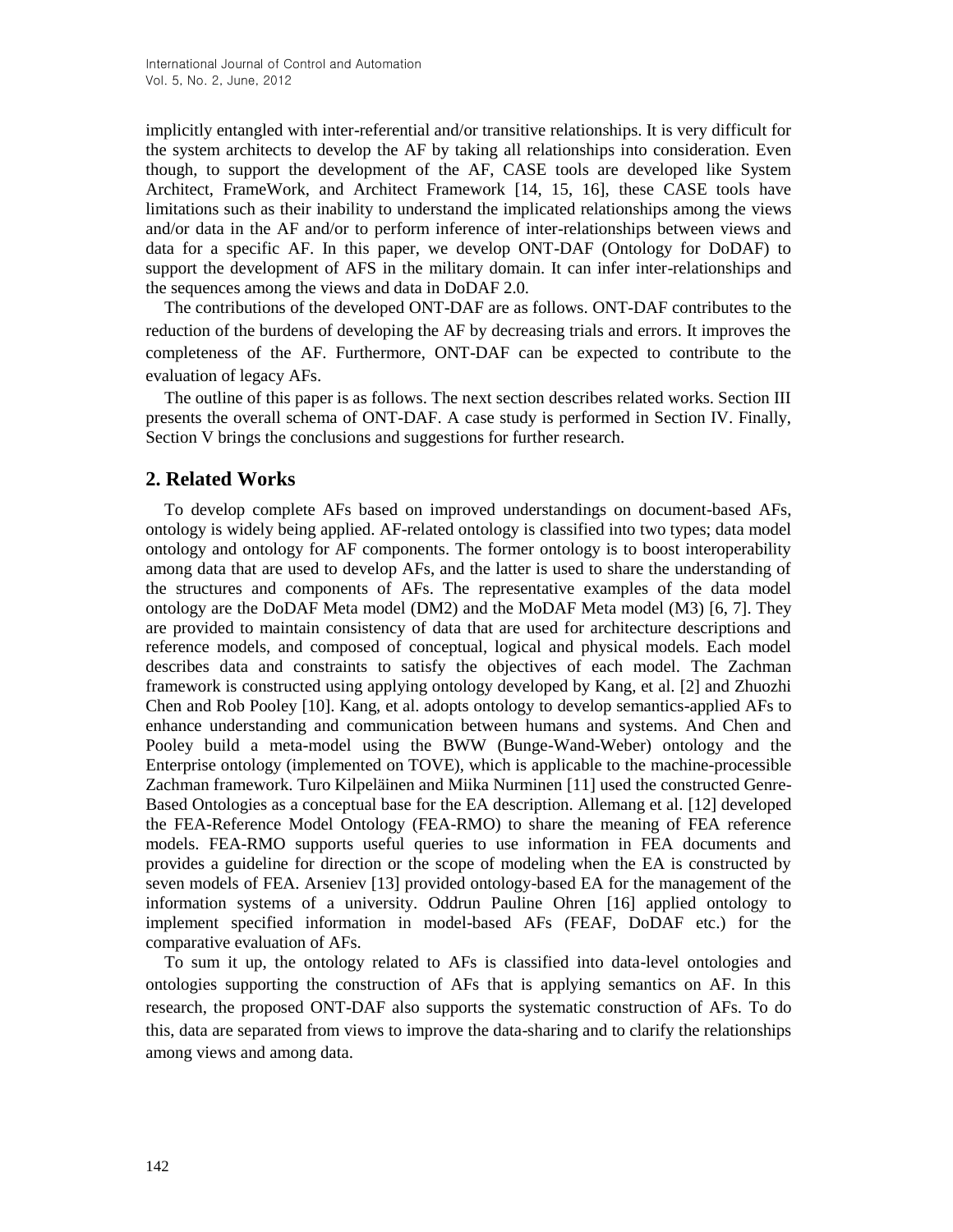implicitly entangled with inter-referential and/or transitive relationships. It is very difficult for the system architects to develop the AF by taking all relationships into consideration. Even though, to support the development of the AF, CASE tools are developed like System Architect, FrameWork, and Architect Framework [14, 15, 16], these CASE tools have limitations such as their inability to understand the implicated relationships among the views and/or data in the AF and/or to perform inference of inter-relationships between views and data for a specific AF. In this paper, we develop ONT-DAF (Ontology for DoDAF) to support the development of AFS in the military domain. It can infer inter-relationships and the sequences among the views and data in DoDAF 2.0.

The contributions of the developed ONT-DAF are as follows. ONT-DAF contributes to the reduction of the burdens of developing the AF by decreasing trials and errors. It improves the completeness of the AF. Furthermore, ONT-DAF can be expected to contribute to the evaluation of legacy AFs.

The outline of this paper is as follows. The next section describes related works. Section III presents the overall schema of ONT-DAF. A case study is performed in Section IV. Finally, Section V brings the conclusions and suggestions for further research.

## 2. Related Works

To develop complete AFs based on improved understandings on document-based AFs, ontology is widely being applied. AF-related ontology is classified into two types; data model ontology and ontology for AF components. The former ontology is to boost interoperability among data that are used to develop AFs, and the latter is used to share the understanding of the structures and components of AFs. The representative examples of the data model ontology are the DoDAF Meta model (DM2) and the MoDAF Meta model (M3) [6, 7]. They are provided to maintain consistency of data that are used for architecture descriptions and reference models, and composed of conceptual, logical and physical models. Each model describes data and constraints to satisfy the objectives of each model. The Zachman framework is constructed using applying ontology developed by Kang, et al. [2] and Zhuozhi Chen and Rob Pooley [10]. Kang, et al. adopts ontology to develop semantics-applied AFs to enhance understanding and communication between humans and systems. And Chen and Pooley build a meta-model using the BWW (Bunge-Wand-Weber) ontology and the Enterprise ontology (implemented on TOVE), which is applicable to the machine-processible Zachman framework. Turo Kilpeläinen and Miika Nurminen [11] used the constructed Genre-Based Ontologies as a conceptual base for the EA description. Allemang et al. [12] developed the FEA-Reference Model Ontology (FEA-RMO) to share the meaning of FEA reference models. FEA-RMO supports useful queries to use information in FEA documents and provides a guideline for direction or the scope of modeling when the EA is constructed by seven models of FEA. Arseniev [13] provided ontology-based EA for the management of the information systems of a university. Oddrun Pauline Ohren [16] applied ontology to implement specified information in model-based AFs (FEAF, DoDAF etc.) for the comparative evaluation of AFs.

To sum it up, the ontology related to AFs is classified into data-level ontologies and ontologies supporting the construction of AFs that is applying semantics on AF. In this research, the proposed ONT-DAF also supports the systematic construction of AFs. To do this, data are separated from views to improve the data-sharing and to clarify the relationships among views and among data.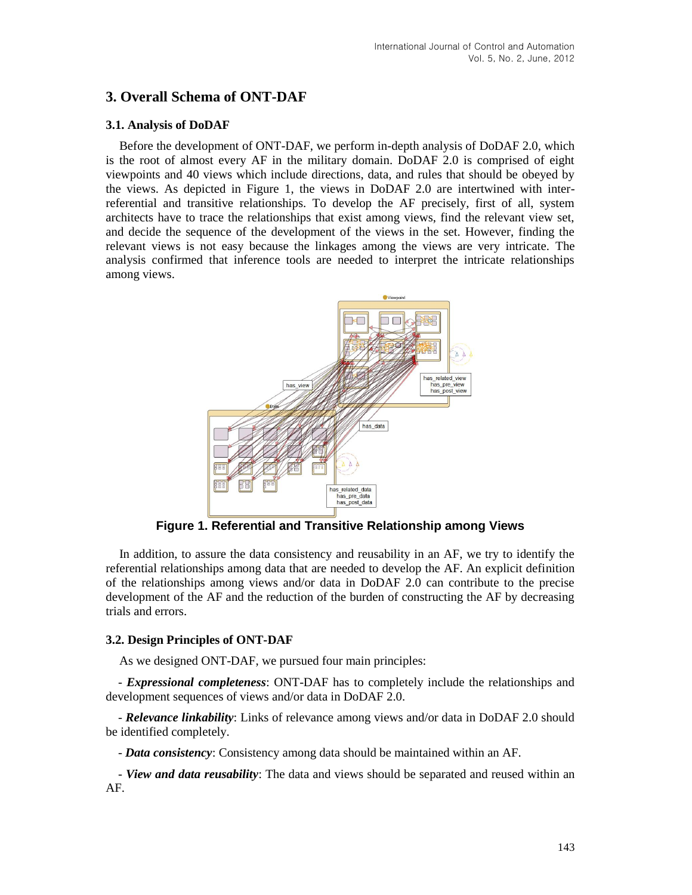## 3. Overall Schema of ONT-DAF

### 3.1. Analysis of DoDAF

Before the development of ONT-DAF, we perform in-depth analysis of DoDAF 2.0, which is the root of almost every AF in the military domain. DoDAF 2.0 is comprised of eight viewpoints and 40 views which include directions, data, and rules that should be obeyed by the views. As depicted in Figure 1, the views in DoDAF 2.0 are intertwined with inter-referential and transitive relationships. To develop the AF precisely, first of all, system architects have to trace the relationships that exist among views, find the relevant view set, and decide the sequence of the development of the views in the set. However, finding the relevant views is not easy because the linkages among the views are very intricate. The analysis confirmed that inference tools are needed to interpret the intricate relationships among views.

**Figure 1. Referential and Transitive Relationship among Views**

In addition, to assure the data consistency and reusability in an AF, we try to identify the referential relationships among data that are needed to develop the AF. An explicit definition of the relationships among views and/or data in DoDAF 2.0 can contribute to the precise development of the AF and the reduction of the burden of constructing the AF by decreasing trials and errors.

### 3.2. Design Principles of ONT-DAF

As we designed ONT-DAF, we pursued four main principles:

- ***Expressional completeness***: ONT-DAF has to completely include the relationships and development sequences of views and/or data in DoDAF 2.0.

- ***Relevance linkability***: Links of relevance among views and/or data in DoDAF 2.0 should be identified completely.

- ***Data consistency***: Consistency among data should be maintained within an AF.

- ***View and data reusability***: The data and views should be separated and reused within an AF.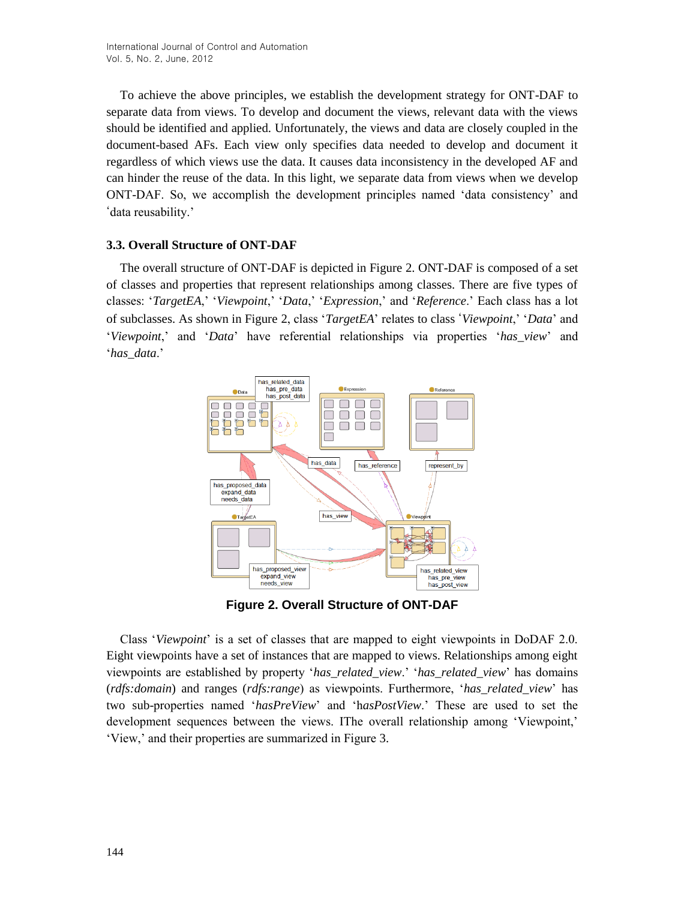To achieve the above principles, we establish the development strategy for ONT-DAF to separate data from views. To develop and document the views, relevant data with the views should be identified and applied. Unfortunately, the views and data are closely coupled in the document-based AFs. Each view only specifies data needed to develop and document it regardless of which views use the data. It causes data inconsistency in the developed AF and can hinder the reuse of the data. In this light, we separate data from views when we develop ONT-DAF. So, we accomplish the development principles named 'data consistency' and 'data reusability.'

### 3.3. Overall Structure of ONT-DAF

The overall structure of ONT-DAF is depicted in Figure 2. ONT-DAF is composed of a set of classes and properties that represent relationships among classes. There are five types of classes: '*TargetEA*,' '*Viewpoint*,' '*Data*,' '*Expression*,' and '*Reference*.' Each class has a lot of subclasses. As shown in Figure 2, class '*TargetEA*' relates to class '*Viewpoint*,' '*Data*' and '*Viewpoint*,' and '*Data*' have referential relationships via properties '*has_view*' and '*has_data*.'

**Figure 2. Overall Structure of ONT-DAF**

Class '*Viewpoint*' is a set of classes that are mapped to eight viewpoints in DoDAF 2.0. Eight viewpoints have a set of instances that are mapped to views. Relationships among eight viewpoints are established by property '*has_related_view*.' '*has_related_view*' has domains (*rdfs:domain*) and ranges (*rdfs:range*) as viewpoints. Furthermore, '*has_related_view*' has two sub-properties named '*hasPreView*' and '*hasPostView*.' These are used to set the development sequences between the views. IThe overall relationship among 'Viewpoint,' 'View,' and their properties are summarized in Figure 3.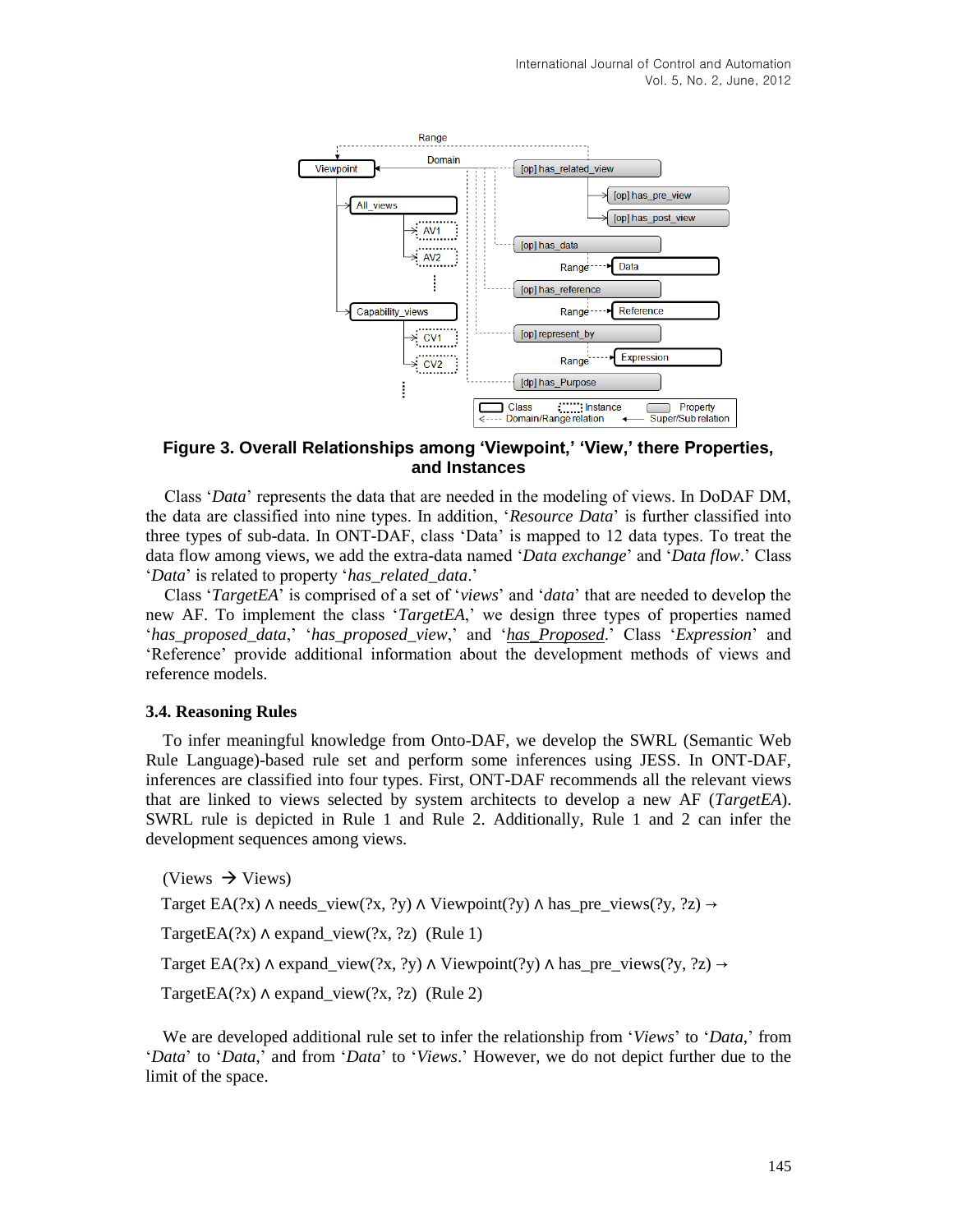**Figure 3. Overall Relationships among 'Viewpoint,' 'View,' there Properties, and Instances**

Class '*Data*' represents the data that are needed in the modeling of views. In DoDAF DM, the data are classified into nine types. In addition, '*Resource Data*' is further classified into three types of sub-data. In ONT-DAF, class 'Data' is mapped to 12 data types. To treat the data flow among views, we add the extra-data named '*Data exchange*' and '*Data flow*.' Class '*Data*' is related to property '*has_related_data*.'

Class '*TargetEA*' is comprised of a set of '*views*' and '*data*' that are needed to develop the new AF. To implement the class '*TargetEA*,' we design three types of properties named '*has_proposed_data*,' '*has_proposed_view*,' and '*has_Proposed*.' Class '*Expression*' and 'Reference' provide additional information about the development methods of views and reference models.

### 3.4. Reasoning Rules

To infer meaningful knowledge from Onto-DAF, we develop the SWRL (Semantic Web Rule Language)-based rule set and perform some inferences using JESS. In ONT-DAF, inferences are classified into four types. First, ONT-DAF recommends all the relevant views that are linked to views selected by system architects to develop a new AF (*TargetEA*). SWRL rule is depicted in Rule 1 and Rule 2. Additionally, Rule 1 and 2 can infer the development sequences among views.

(Views → Views)

Target EA(?x) ∧ needs_view(?x, ?y) ∧ Viewpoint(?y) ∧ has_pre_views(?y, ?z) →

TargetEA(?x) ∧ expand_view(?x, ?z) (Rule 1)

Target EA(?x) ∧ expand_view(?x, ?y) ∧ Viewpoint(?y) ∧ has_pre_views(?y, ?z) →

TargetEA(?x) ∧ expand_view(?x, ?z) (Rule 2)

We are developed additional rule set to infer the relationship from '*Views*' to '*Data*,' from '*Data*' to '*Data*,' and from '*Data*' to '*Views*.' However, we do not depict further due to the limit of the space.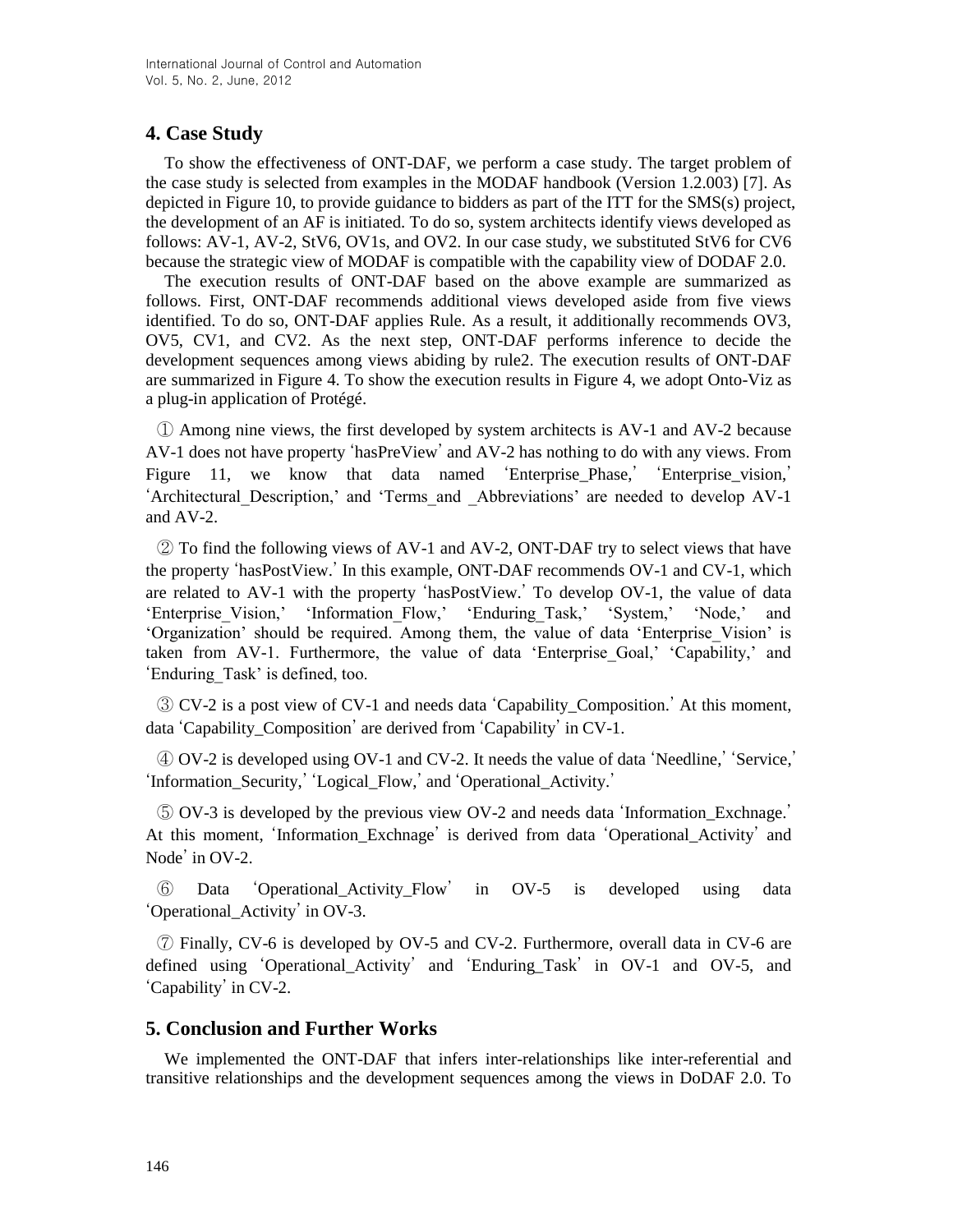## 4. Case Study

To show the effectiveness of ONT-DAF, we perform a case study. The target problem of the case study is selected from examples in the MODAF handbook (Version 1.2.003) [7]. As depicted in Figure 10, to provide guidance to bidders as part of the ITT for the SMS(s) project, the development of an AF is initiated. To do so, system architects identify views developed as follows: AV-1, AV-2, StV6, OV1s, and OV2. In our case study, we substituted StV6 for CV6 because the strategic view of MODAF is compatible with the capability view of DODAF 2.0.

The execution results of ONT-DAF based on the above example are summarized as follows. First, ONT-DAF recommends additional views developed aside from five views identified. To do so, ONT-DAF applies Rule. As a result, it additionally recommends OV3, OV5, CV1, and CV2. As the next step, ONT-DAF performs inference to decide the development sequences among views abiding by rule2. The execution results of ONT-DAF are summarized in Figure 4. To show the execution results in Figure 4, we adopt Onto-Viz as a plug-in application of Protégé.

① Among nine views, the first developed by system architects is AV-1 and AV-2 because AV-1 does not have property 'hasPreView' and AV-2 has nothing to do with any views. From Figure 11, we know that data named 'Enterprise_Phase,' 'Enterprise_vision,' 'Architectural_Description,' and 'Terms_and _Abbreviations' are needed to develop AV-1 and AV-2.

② To find the following views of AV-1 and AV-2, ONT-DAF try to select views that have the property 'hasPostView.' In this example, ONT-DAF recommends OV-1 and CV-1, which are related to AV-1 with the property 'hasPostView.' To develop OV-1, the value of data 'Enterprise_Vision,' 'Information_Flow,' 'Enduring_Task,' 'System,' 'Node,' and 'Organization' should be required. Among them, the value of data 'Enterprise_Vision' is taken from AV-1. Furthermore, the value of data 'Enterprise_Goal,' 'Capability,' and 'Enduring_Task' is defined, too.

③ CV-2 is a post view of CV-1 and needs data 'Capability_Composition.' At this moment, data 'Capability_Composition' are derived from 'Capability' in CV-1.

④ OV-2 is developed using OV-1 and CV-2. It needs the value of data 'Needline,' 'Service,' 'Information_Security,' 'Logical_Flow,' and 'Operational_Activity.'

⑤ OV-3 is developed by the previous view OV-2 and needs data 'Information_Exchnage.' At this moment, 'Information_Exchnage' is derived from data 'Operational_Activity' and Node' in OV-2.

⑥ Data 'Operational_Activity_Flow' in OV-5 is developed using data 'Operational_Activity' in OV-3.

⑦ Finally, CV-6 is developed by OV-5 and CV-2. Furthermore, overall data in CV-6 are defined using 'Operational_Activity' and 'Enduring_Task' in OV-1 and OV-5, and 'Capability' in CV-2.

## 5. Conclusion and Further Works

We implemented the ONT-DAF that infers inter-relationships like inter-referential and transitive relationships and the development sequences among the views in DoDAF 2.0. To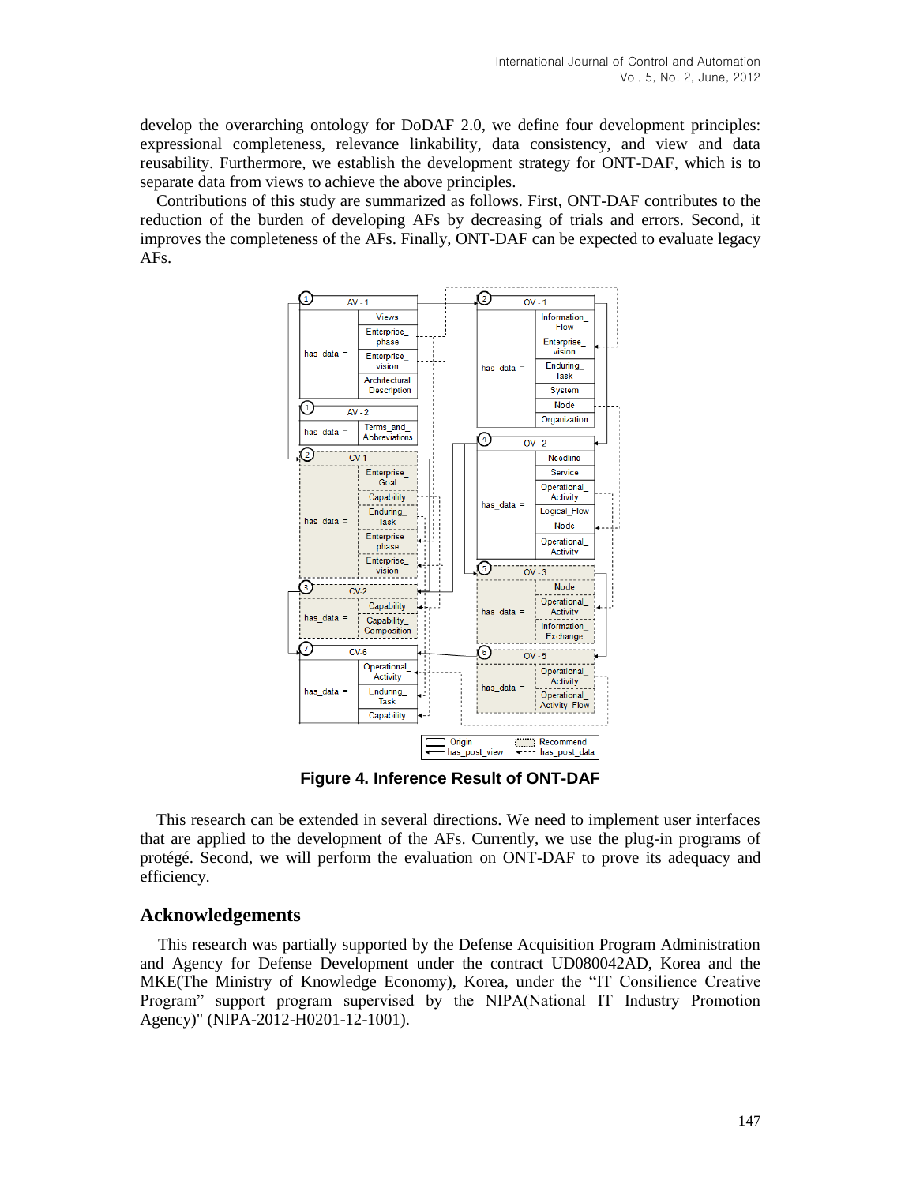develop the overarching ontology for DoDAF 2.0, we define four development principles: expressional completeness, relevance linkability, data consistency, and view and data reusability. Furthermore, we establish the development strategy for ONT-DAF, which is to separate data from views to achieve the above principles.

Contributions of this study are summarized as follows. First, ONT-DAF contributes to the reduction of the burden of developing AFs by decreasing of trials and errors. Second, it improves the completeness of the AFs. Finally, ONT-DAF can be expected to evaluate legacy AFs.

**Figure 4. Inference Result of ONT-DAF**

This research can be extended in several directions. We need to implement user interfaces that are applied to the development of the AFs. Currently, we use the plug-in programs of protégé. Second, we will perform the evaluation on ONT-DAF to prove its adequacy and efficiency.

## Acknowledgements

This research was partially supported by the Defense Acquisition Program Administration and Agency for Defense Development under the contract UD080042AD, Korea and the MKE(The Ministry of Knowledge Economy), Korea, under the "IT Consilience Creative Program" support program supervised by the NIPA(National IT Industry Promotion Agency)" (NIPA-2012-H0201-12-1001).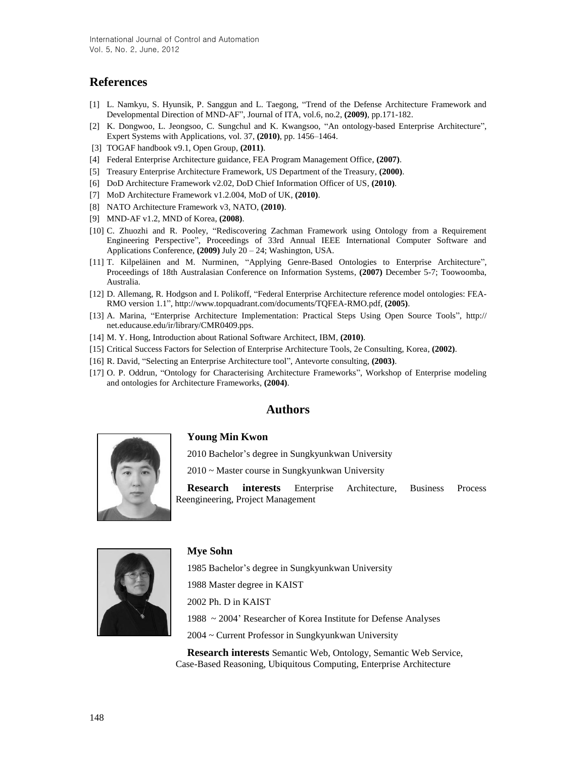## References

[1] L. Namkyu, S. Hyunsik, P. Sanggun and L. Taegong, "Trend of the Defense Architecture Framework and Developmental Direction of MND-AF", Journal of ITA, vol.6, no.2, **(2009)**, pp.171-182.

[2] K. Dongwoo, L. Jeongsoo, C. Sungchul and K. Kwangsoo, "An ontology-based Enterprise Architecture", Expert Systems with Applications, vol. 37, **(2010)**, pp. 1456–1464.

[3] TOGAF handbook v9.1, Open Group, **(2011)**.

[4] Federal Enterprise Architecture guidance, FEA Program Management Office, **(2007)**.

[5] Treasury Enterprise Architecture Framework, US Department of the Treasury, **(2000)**.

[6] DoD Architecture Framework v2.02, DoD Chief Information Officer of US, **(2010)**.

[7] MoD Architecture Framework v1.2.004, MoD of UK, **(2010)**.

[8] NATO Architecture Framework v3, NATO, **(2010)**.

[9] MND-AF v1.2, MND of Korea, **(2008)**.

[10] C. Zhuozhi and R. Pooley, "Rediscovering Zachman Framework using Ontology from a Requirement Engineering Perspective", Proceedings of 33rd Annual IEEE International Computer Software and Applications Conference, **(2009)** July 20 – 24; Washington, USA.

[11] T. Kilpeläinen and M. Nurminen, "Applying Genre-Based Ontologies to Enterprise Architecture", Proceedings of 18th Australasian Conference on Information Systems, **(2007)** December 5-7; Toowoomba, Australia.

[12] D. Allemang, R. Hodgson and I. Polikoff, "Federal Enterprise Architecture reference model ontologies: FEA-RMO version 1.1", http://www.topquadrant.com/documents/TQFEA-RMO.pdf, **(2005)**.

[13] A. Marina, "Enterprise Architecture Implementation: Practical Steps Using Open Source Tools", http:// net.educause.edu/ir/library/CMR0409.pps.

[14] M. Y. Hong, Introduction about Rational Software Architect, IBM, **(2010)**.

[15] Critical Success Factors for Selection of Enterprise Architecture Tools, 2e Consulting, Korea, **(2002)**.

[16] R. David, "Selecting an Enterprise Architecture tool", Antevorte consulting, **(2003)**.

[17] O. P. Oddrun, "Ontology for Characterising Architecture Frameworks", Workshop of Enterprise modeling and ontologies for Architecture Frameworks, **(2004)**.

## Authors

**Young Min Kwon**

2010 Bachelor's degree in Sungkyunkwan University

2010 ~ Master course in Sungkyunkwan University

**Research interests** Enterprise Architecture, Business Process Reengineering, Project Management

**Mye Sohn**

1985 Bachelor's degree in Sungkyunkwan University

1988 Master degree in KAIST

2002 Ph. D in KAIST

1988 ~ 2004' Researcher of Korea Institute for Defense Analyses

2004 ~ Current Professor in Sungkyunkwan University

**Research interests** Semantic Web, Ontology, Semantic Web Service, Case-Based Reasoning, Ubiquitous Computing, Enterprise Architecture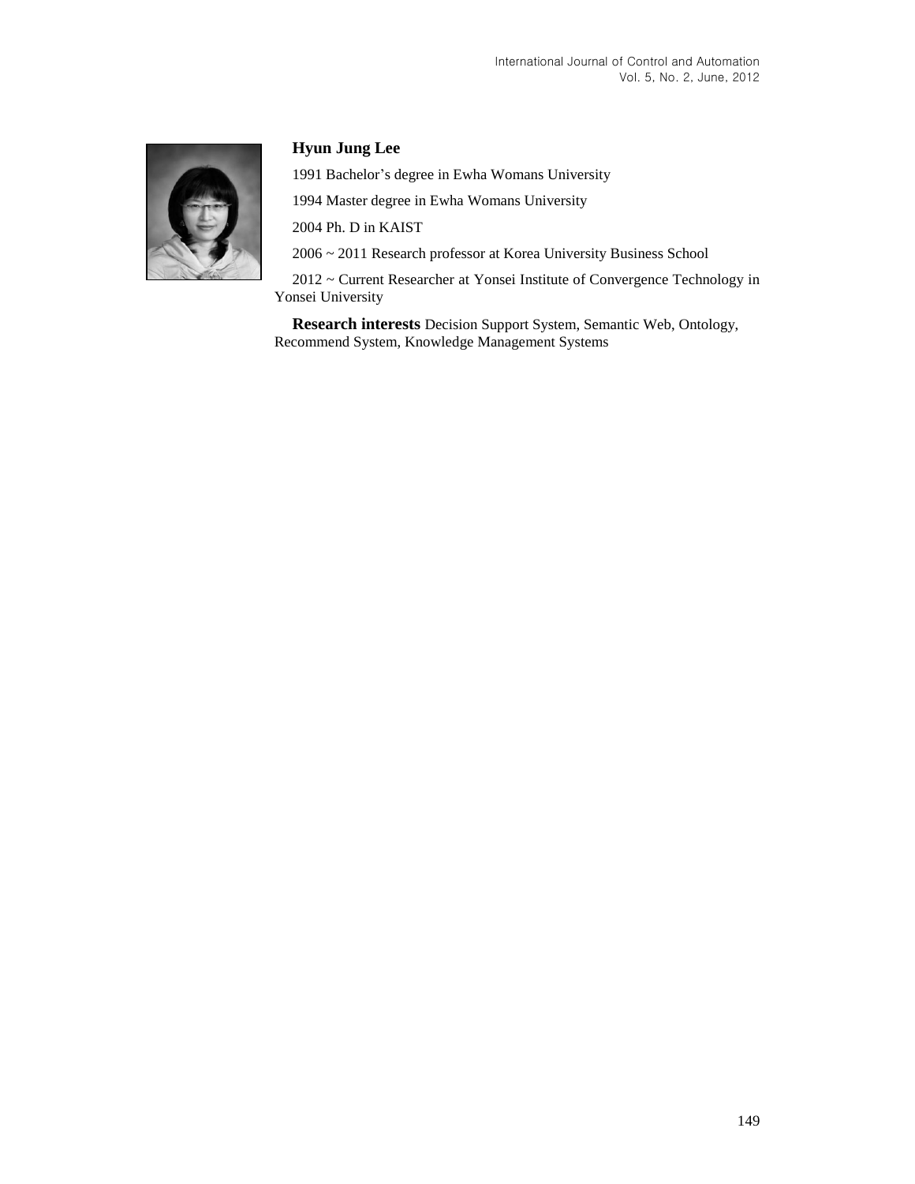**Hyun Jung Lee**

1991 Bachelor's degree in Ewha Womans University

1994 Master degree in Ewha Womans University

2004 Ph. D in KAIST

2006 ~ 2011 Research professor at Korea University Business School

2012 ~ Current Researcher at Yonsei Institute of Convergence Technology in Yonsei University

**Research interests** Decision Support System, Semantic Web, Ontology, Recommend System, Knowledge Management Systems